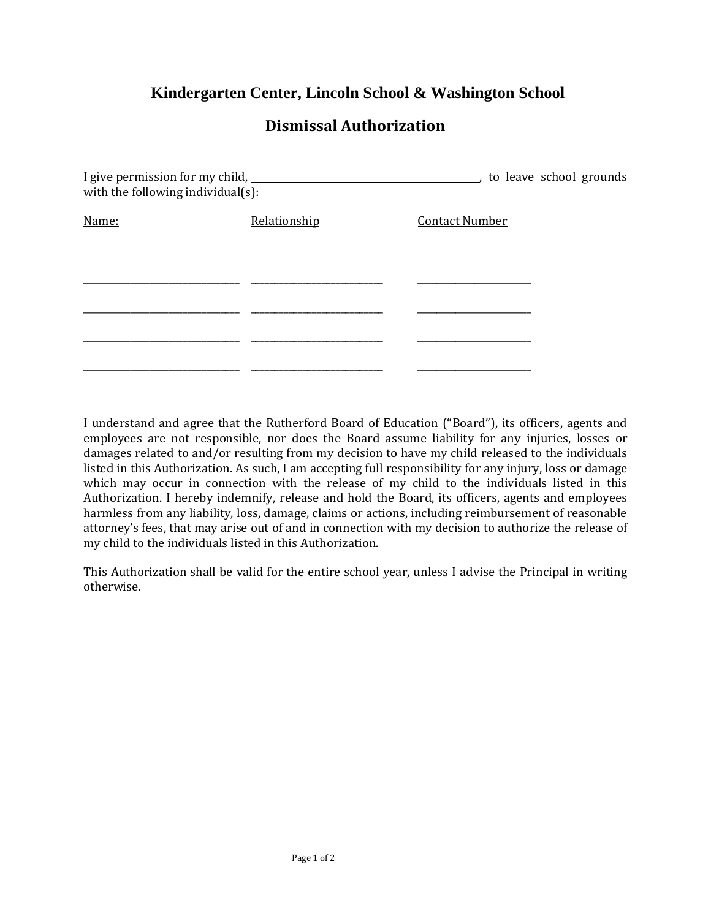# Kindergarten Center, Lincoln School & Washington School

## Dismissal Authorization

I give permission for my child, ______________________________________________, to leave school grounds with the following individual(s):

| Name: | Relationship | Contact Number |
|---|---|---|
| ______________________________ | ___________________________ | _______________________ |
| ______________________________ | ___________________________ | _______________________ |
| ______________________________ | ___________________________ | _______________________ |
| ______________________________ | ___________________________ | _______________________ |

I understand and agree that the Rutherford Board of Education ("Board"), its officers, agents and employees are not responsible, nor does the Board assume liability for any injuries, losses or damages related to and/or resulting from my decision to have my child released to the individuals listed in this Authorization. As such, I am accepting full responsibility for any injury, loss or damage which may occur in connection with the release of my child to the individuals listed in this Authorization. I hereby indemnify, release and hold the Board, its officers, agents and employees harmless from any liability, loss, damage, claims or actions, including reimbursement of reasonable attorney's fees, that may arise out of and in connection with my decision to authorize the release of my child to the individuals listed in this Authorization.

This Authorization shall be valid for the entire school year, unless I advise the Principal in writing otherwise.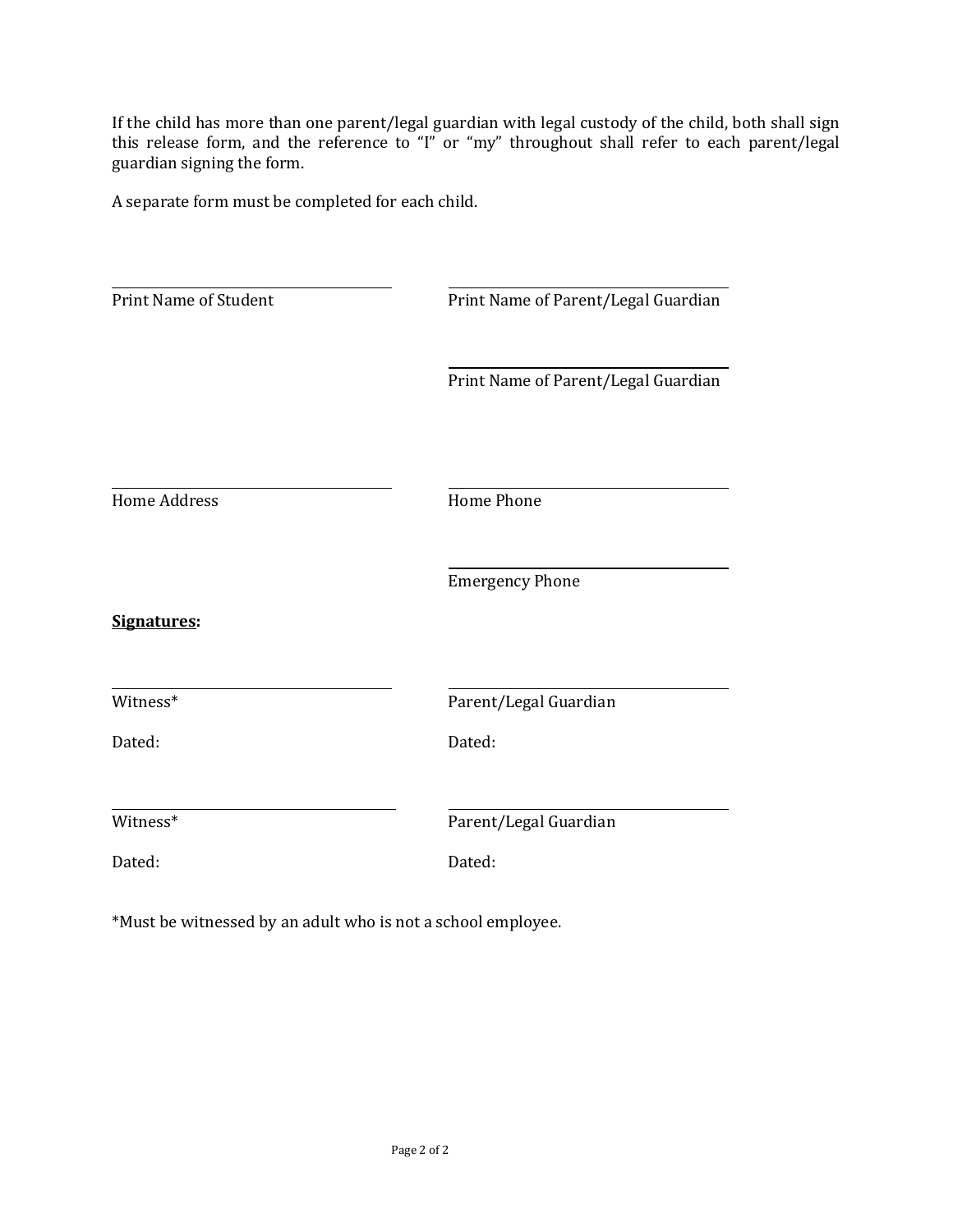If the child has more than one parent/legal guardian with legal custody of the child, both shall sign this release form, and the reference to "I" or "my" throughout shall refer to each parent/legal guardian signing the form.

A separate form must be completed for each child.

| | |
|---|---|
| ______________________________ | ______________________________ |
| Print Name of Student | Print Name of Parent/Legal Guardian |
| | ______________________________ |
| | Print Name of Parent/Legal Guardian |
| ______________________________ | ______________________________ |
| Home Address | Home Phone |
| | ______________________________ |
| | Emergency Phone |

**<u>Signatures</u>:**

| | |
|---|---|
| ______________________________ | ______________________________ |
| Witness* | Parent/Legal Guardian |
| Dated: | Dated: |
| ______________________________ | ______________________________ |
| Witness* | Parent/Legal Guardian |
| Dated: | Dated: |

*Must be witnessed by an adult who is not a school employee.